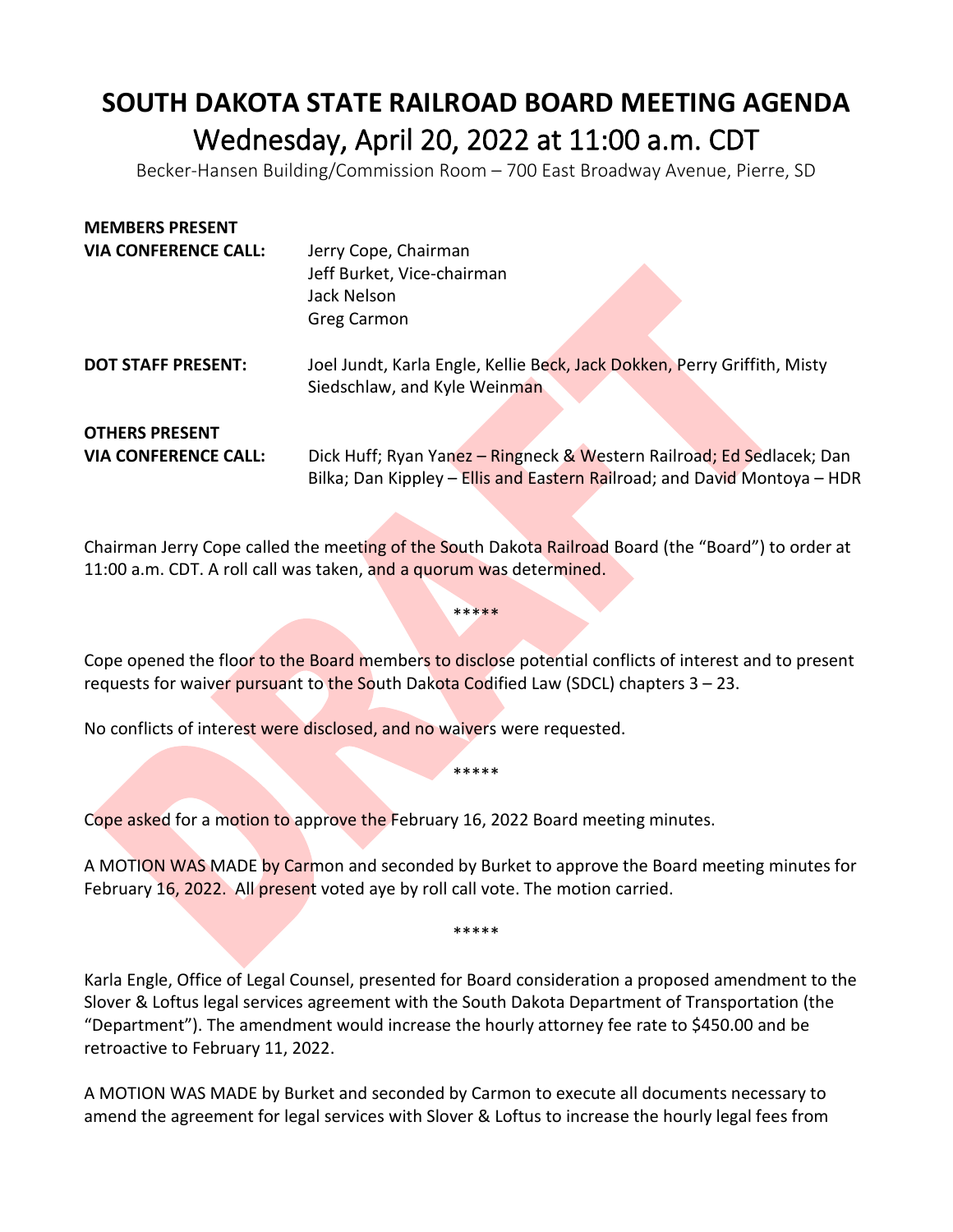# SOUTH DAKOTA STATE RAILROAD BOARD MEETING AGENDA

## Wednesday, April 20, 2022 at 11:00 a.m. CDT

Becker-Hansen Building/Commission Room – 700 East Broadway Avenue, Pierre, SD

| | |
|---|---|
| **MEMBERS PRESENT VIA CONFERENCE CALL:** | Jerry Cope, Chairman<br>Jeff Burket, Vice-chairman<br>Jack Nelson<br>Greg Carmon |
| **DOT STAFF PRESENT:** | Joel Jundt, Karla Engle, Kellie Beck, Jack Dokken, Perry Griffith, Misty Siedschlaw, and Kyle Weinman |
| **OTHERS PRESENT VIA CONFERENCE CALL:** | Dick Huff; Ryan Yanez – Ringneck & Western Railroad; Ed Sedlacek; Dan Bilka; Dan Kippley – Ellis and Eastern Railroad; and David Montoya – HDR |

Chairman Jerry Cope called the meeting of the South Dakota Railroad Board (the "Board") to order at 11:00 a.m. CDT. A roll call was taken, and a quorum was determined.

*****

Cope opened the floor to the Board members to disclose potential conflicts of interest and to present requests for waiver pursuant to the South Dakota Codified Law (SDCL) chapters 3 – 23.

No conflicts of interest were disclosed, and no waivers were requested.

*****

Cope asked for a motion to approve the February 16, 2022 Board meeting minutes.

A MOTION WAS MADE by Carmon and seconded by Burket to approve the Board meeting minutes for February 16, 2022. All present voted aye by roll call vote. The motion carried.

*****

Karla Engle, Office of Legal Counsel, presented for Board consideration a proposed amendment to the Slover & Loftus legal services agreement with the South Dakota Department of Transportation (the "Department"). The amendment would increase the hourly attorney fee rate to $450.00 and be retroactive to February 11, 2022.

A MOTION WAS MADE by Burket and seconded by Carmon to execute all documents necessary to amend the agreement for legal services with Slover & Loftus to increase the hourly legal fees from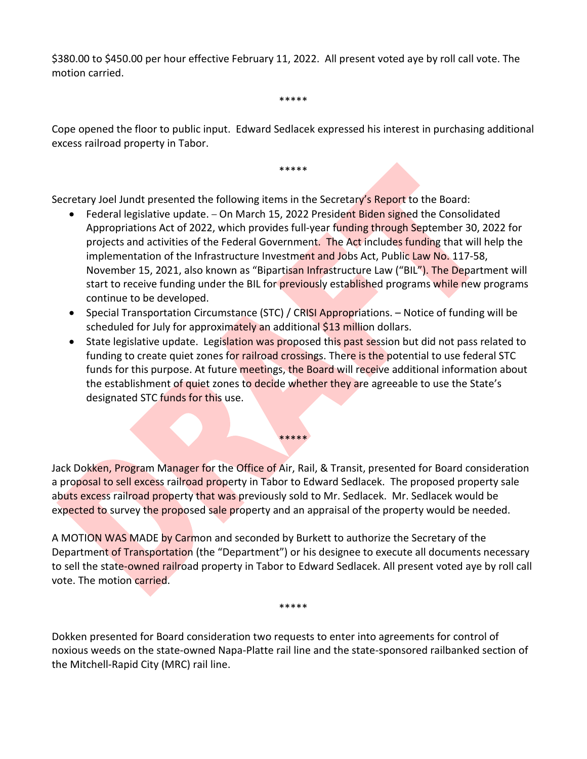$380.00 to $450.00 per hour effective February 11, 2022. All present voted aye by roll call vote. The motion carried.

*****

Cope opened the floor to public input. Edward Sedlacek expressed his interest in purchasing additional excess railroad property in Tabor.

*****

Secretary Joel Jundt presented the following items in the Secretary's Report to the Board:

- Federal legislative update. – On March 15, 2022 President Biden signed the Consolidated Appropriations Act of 2022, which provides full-year funding through September 30, 2022 for projects and activities of the Federal Government. The Act includes funding that will help the implementation of the Infrastructure Investment and Jobs Act, Public Law No. 117-58, November 15, 2021, also known as "Bipartisan Infrastructure Law ("BIL"). The Department will start to receive funding under the BIL for previously established programs while new programs continue to be developed.
- Special Transportation Circumstance (STC) / CRISI Appropriations. – Notice of funding will be scheduled for July for approximately an additional $13 million dollars.
- State legislative update. Legislation was proposed this past session but did not pass related to funding to create quiet zones for railroad crossings. There is the potential to use federal STC funds for this purpose. At future meetings, the Board will receive additional information about the establishment of quiet zones to decide whether they are agreeable to use the State's designated STC funds for this use.

*****

Jack Dokken, Program Manager for the Office of Air, Rail, & Transit, presented for Board consideration a proposal to sell excess railroad property in Tabor to Edward Sedlacek. The proposed property sale abuts excess railroad property that was previously sold to Mr. Sedlacek. Mr. Sedlacek would be expected to survey the proposed sale property and an appraisal of the property would be needed.

A MOTION WAS MADE by Carmon and seconded by Burkett to authorize the Secretary of the Department of Transportation (the "Department") or his designee to execute all documents necessary to sell the state-owned railroad property in Tabor to Edward Sedlacek. All present voted aye by roll call vote. The motion carried.

*****

Dokken presented for Board consideration two requests to enter into agreements for control of noxious weeds on the state-owned Napa-Platte rail line and the state-sponsored railbanked section of the Mitchell-Rapid City (MRC) rail line.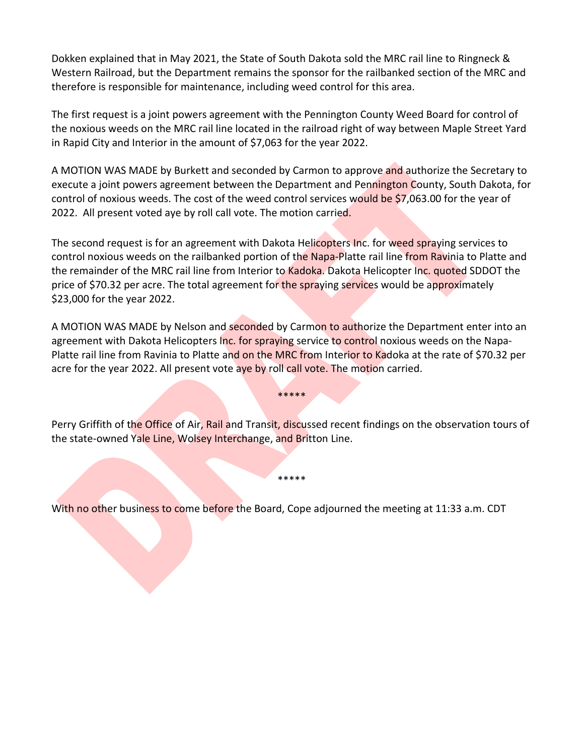Dokken explained that in May 2021, the State of South Dakota sold the MRC rail line to Ringneck & Western Railroad, but the Department remains the sponsor for the railbanked section of the MRC and therefore is responsible for maintenance, including weed control for this area.

The first request is a joint powers agreement with the Pennington County Weed Board for control of the noxious weeds on the MRC rail line located in the railroad right of way between Maple Street Yard in Rapid City and Interior in the amount of $7,063 for the year 2022.

A MOTION WAS MADE by Burkett and seconded by Carmon to approve and authorize the Secretary to execute a joint powers agreement between the Department and Pennington County, South Dakota, for control of noxious weeds. The cost of the weed control services would be $7,063.00 for the year of 2022. All present voted aye by roll call vote. The motion carried.

The second request is for an agreement with Dakota Helicopters Inc. for weed spraying services to control noxious weeds on the railbanked portion of the Napa-Platte rail line from Ravinia to Platte and the remainder of the MRC rail line from Interior to Kadoka. Dakota Helicopter Inc. quoted SDDOT the price of $70.32 per acre. The total agreement for the spraying services would be approximately $23,000 for the year 2022.

A MOTION WAS MADE by Nelson and seconded by Carmon to authorize the Department enter into an agreement with Dakota Helicopters Inc. for spraying service to control noxious weeds on the Napa-Platte rail line from Ravinia to Platte and on the MRC from Interior to Kadoka at the rate of $70.32 per acre for the year 2022. All present vote aye by roll call vote. The motion carried.

*****

Perry Griffith of the Office of Air, Rail and Transit, discussed recent findings on the observation tours of the state-owned Yale Line, Wolsey Interchange, and Britton Line.

*****

With no other business to come before the Board, Cope adjourned the meeting at 11:33 a.m. CDT